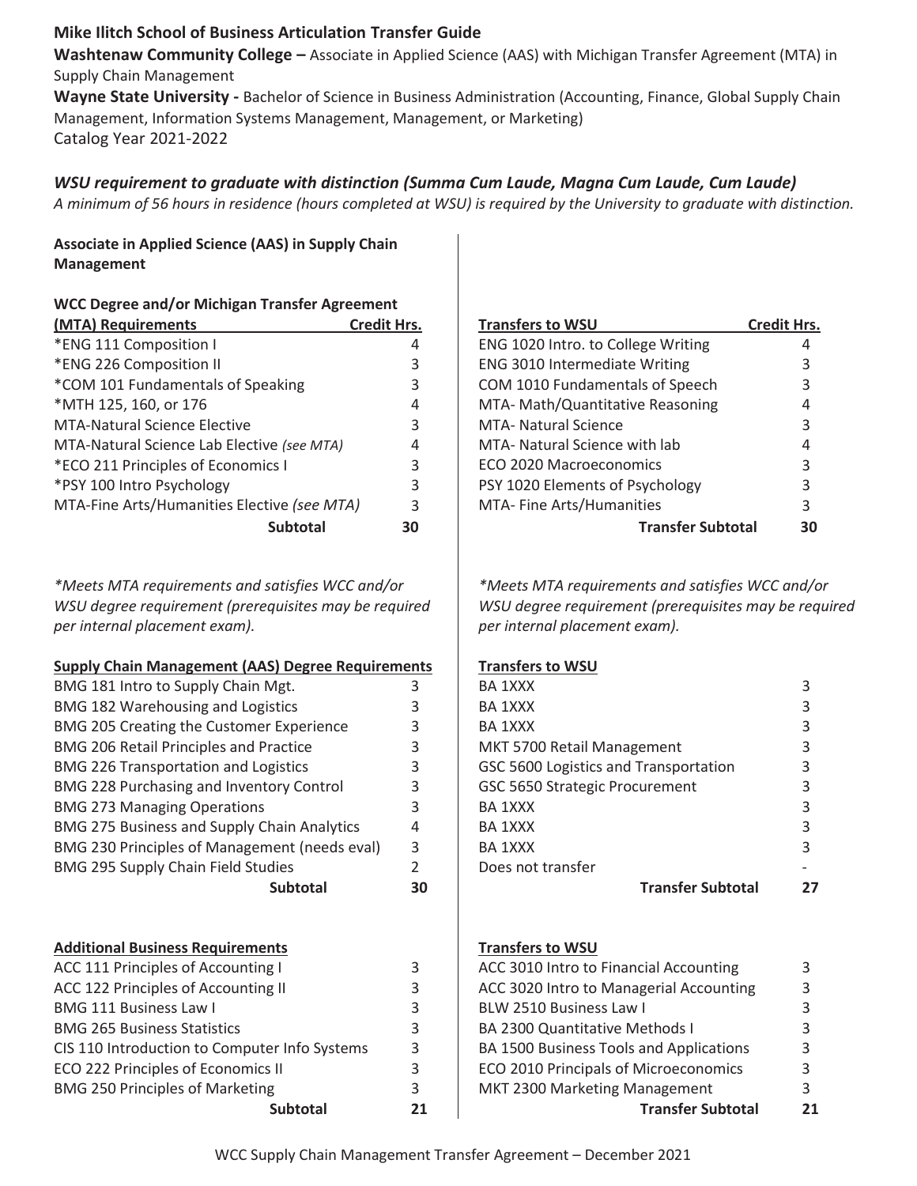**Mike Ilitch School of Business Articulation Transfer Guide**

**Washtenaw Community College –** Associate in Applied Science (AAS) with Michigan Transfer Agreement (MTA) in Supply Chain Management

**Wayne State University -** Bachelor of Science in Business Administration (Accounting, Finance, Global Supply Chain Management, Information Systems Management, Management, or Marketing)

Catalog Year 2021-2022

***WSU requirement to graduate with distinction (Summa Cum Laude, Magna Cum Laude, Cum Laude)***

*A minimum of 56 hours in residence (hours completed at WSU) is required by the University to graduate with distinction.*

**Associate in Applied Science (AAS) in Supply Chain Management**

| **WCC Degree and/or Michigan Transfer Agreement (MTA) Requirements** | **Credit Hrs.** | **Transfers to WSU** | **Credit Hrs.** |
|---|---|---|---|
| *ENG 111 Composition I | 4 | ENG 1020 Intro. to College Writing | 4 |
| *ENG 226 Composition II | 3 | ENG 3010 Intermediate Writing | 3 |
| *COM 101 Fundamentals of Speaking | 3 | COM 1010 Fundamentals of Speech | 3 |
| *MTH 125, 160, or 176 | 4 | MTA- Math/Quantitative Reasoning | 4 |
| MTA-Natural Science Elective | 3 | MTA- Natural Science | 3 |
| MTA-Natural Science Lab Elective *(see MTA)* | 4 | MTA- Natural Science with lab | 4 |
| *ECO 211 Principles of Economics I | 3 | ECO 2020 Macroeconomics | 3 |
| *PSY 100 Intro Psychology | 3 | PSY 1020 Elements of Psychology | 3 |
| MTA-Fine Arts/Humanities Elective *(see MTA)* | 3 | MTA- Fine Arts/Humanities | 3 |
| **Subtotal** | **30** | **Transfer Subtotal** | **30** |

*\*Meets MTA requirements and satisfies WCC and/or WSU degree requirement (prerequisites may be required per internal placement exam).*

*\*Meets MTA requirements and satisfies WCC and/or WSU degree requirement (prerequisites may be required per internal placement exam).*

| **Supply Chain Management (AAS) Degree Requirements** | | **Transfers to WSU** | |
|---|---|---|---|
| BMG 181 Intro to Supply Chain Mgt. | 3 | BA 1XXX | 3 |
| BMG 182 Warehousing and Logistics | 3 | BA 1XXX | 3 |
| BMG 205 Creating the Customer Experience | 3 | BA 1XXX | 3 |
| BMG 206 Retail Principles and Practice | 3 | MKT 5700 Retail Management | 3 |
| BMG 226 Transportation and Logistics | 3 | GSC 5600 Logistics and Transportation | 3 |
| BMG 228 Purchasing and Inventory Control | 3 | GSC 5650 Strategic Procurement | 3 |
| BMG 273 Managing Operations | 3 | BA 1XXX | 3 |
| BMG 275 Business and Supply Chain Analytics | 4 | BA 1XXX | 3 |
| BMG 230 Principles of Management (needs eval) | 3 | BA 1XXX | 3 |
| BMG 295 Supply Chain Field Studies | 2 | Does not transfer | - |
| **Subtotal** | **30** | **Transfer Subtotal** | **27** |

| **Additional Business Requirements** | | **Transfers to WSU** | |
|---|---|---|---|
| ACC 111 Principles of Accounting I | 3 | ACC 3010 Intro to Financial Accounting | 3 |
| ACC 122 Principles of Accounting II | 3 | ACC 3020 Intro to Managerial Accounting | 3 |
| BMG 111 Business Law I | 3 | BLW 2510 Business Law I | 3 |
| BMG 265 Business Statistics | 3 | BA 2300 Quantitative Methods I | 3 |
| CIS 110 Introduction to Computer Info Systems | 3 | BA 1500 Business Tools and Applications | 3 |
| ECO 222 Principles of Economics II | 3 | ECO 2010 Principals of Microeconomics | 3 |
| BMG 250 Principles of Marketing | 3 | MKT 2300 Marketing Management | 3 |
| **Subtotal** | **21** | **Transfer Subtotal** | **21** |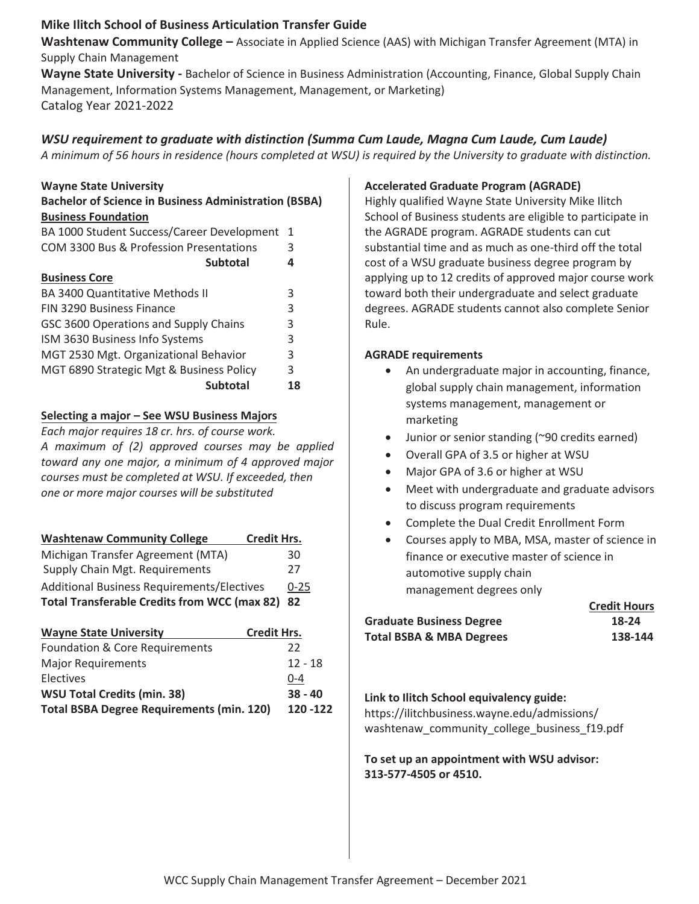## Mike Ilitch School of Business Articulation Transfer Guide

**Washtenaw Community College –** Associate in Applied Science (AAS) with Michigan Transfer Agreement (MTA) in Supply Chain Management

**Wayne State University -** Bachelor of Science in Business Administration (Accounting, Finance, Global Supply Chain Management, Information Systems Management, Management, or Marketing)

Catalog Year 2021-2022

### *WSU requirement to graduate with distinction (Summa Cum Laude, Magna Cum Laude, Cum Laude)*

*A minimum of 56 hours in residence (hours completed at WSU) is required by the University to graduate with distinction.*

**Wayne State University**
**Bachelor of Science in Business Administration (BSBA)**

**Business Foundation**

| Course | Credits |
|---|---|
| BA 1000 Student Success/Career Development | 1 |
| COM 3300 Bus & Profession Presentations | 3 |
| **Subtotal** | **4** |

**Business Core**

| Course | Credits |
|---|---|
| BA 3400 Quantitative Methods II | 3 |
| FIN 3290 Business Finance | 3 |
| GSC 3600 Operations and Supply Chains | 3 |
| ISM 3630 Business Info Systems | 3 |
| MGT 2530 Mgt. Organizational Behavior | 3 |
| MGT 6890 Strategic Mgt & Business Policy | 3 |
| **Subtotal** | **18** |

**Selecting a major – See WSU Business Majors**

*Each major requires 18 cr. hrs. of course work. A maximum of (2) approved courses may be applied toward any one major, a minimum of 4 approved major courses must be completed at WSU. If exceeded, then one or more major courses will be substituted*

| Washtenaw Community College | Credit Hrs. |
|---|---|
| Michigan Transfer Agreement (MTA) | 30 |
| Supply Chain Mgt. Requirements | 27 |
| Additional Business Requirements/Electives | 0-25 |
| **Total Transferable Credits from WCC (max 82)** | **82** |

| Wayne State University | Credit Hrs. |
|---|---|
| Foundation & Core Requirements | 22 |
| Major Requirements | 12 - 18 |
| Electives | 0-4 |
| **WSU Total Credits (min. 38)** | **38 - 40** |
| **Total BSBA Degree Requirements (min. 120)** | **120 -122** |

**Accelerated Graduate Program (AGRADE)**

Highly qualified Wayne State University Mike Ilitch School of Business students are eligible to participate in the AGRADE program. AGRADE students can cut substantial time and as much as one-third off the total cost of a WSU graduate business degree program by applying up to 12 credits of approved major course work toward both their undergraduate and select graduate degrees. AGRADE students cannot also complete Senior Rule.

**AGRADE requirements**

- An undergraduate major in accounting, finance, global supply chain management, information systems management, management or marketing
- Junior or senior standing (~90 credits earned)
- Overall GPA of 3.5 or higher at WSU
- Major GPA of 3.6 or higher at WSU
- Meet with undergraduate and graduate advisors to discuss program requirements
- Complete the Dual Credit Enrollment Form
- Courses apply to MBA, MSA, master of science in finance or executive master of science in automotive supply chain management degrees only

| | Credit Hours |
|---|---|
| **Graduate Business Degree** | **18-24** |
| **Total BSBA & MBA Degrees** | **138-144** |

**Link to Ilitch School equivalency guide:**
https://ilitchbusiness.wayne.edu/admissions/washtenaw_community_college_business_f19.pdf

**To set up an appointment with WSU advisor: 313-577-4505 or 4510.**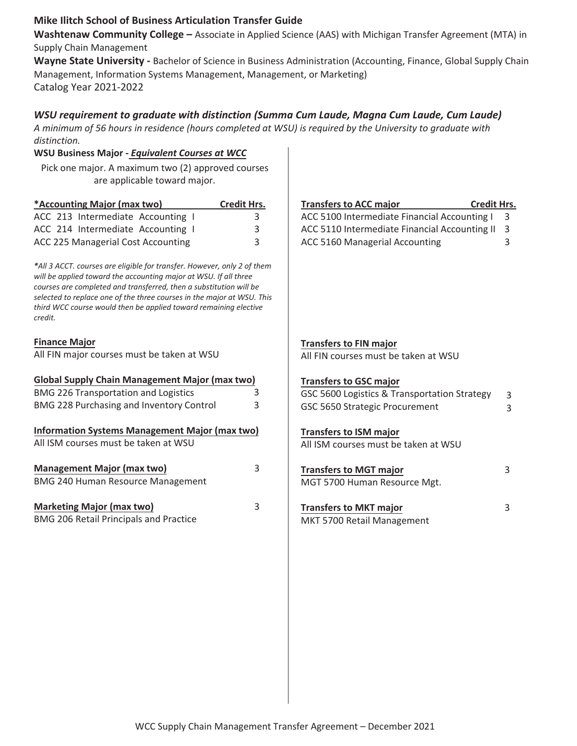**Mike Ilitch School of Business Articulation Transfer Guide**

**Washtenaw Community College –** Associate in Applied Science (AAS) with Michigan Transfer Agreement (MTA) in Supply Chain Management

**Wayne State University -** Bachelor of Science in Business Administration (Accounting, Finance, Global Supply Chain Management, Information Systems Management, Management, or Marketing)

Catalog Year 2021-2022

### *WSU requirement to graduate with distinction (Summa Cum Laude, Magna Cum Laude, Cum Laude)*

*A minimum of 56 hours in residence (hours completed at WSU) is required by the University to graduate with distinction.*

**WSU Business Major - *Equivalent Courses at WCC***

Pick one major. A maximum two (2) approved courses are applicable toward major.

| **\*Accounting Major (max two)** | **Credit Hrs.** | **Transfers to ACC major** | **Credit Hrs.** |
|---|---|---|---|
| ACC 213 Intermediate Accounting I | 3 | ACC 5100 Intermediate Financial Accounting I | 3 |
| ACC 214 Intermediate Accounting I | 3 | ACC 5110 Intermediate Financial Accounting II | 3 |
| ACC 225 Managerial Cost Accounting | 3 | ACC 5160 Managerial Accounting | 3 |

*\*All 3 ACCT. courses are eligible for transfer. However, only 2 of them will be applied toward the accounting major at WSU. If all three courses are completed and transferred, then a substitution will be selected to replace one of the three courses in the major at WSU. This third WCC course would then be applied toward remaining elective credit.*

**Finance Major**

All FIN major courses must be taken at WSU

**Transfers to FIN major**

All FIN courses must be taken at WSU

| **Global Supply Chain Management Major (max two)** | | **Transfers to GSC major** | |
|---|---|---|---|
| BMG 226 Transportation and Logistics | 3 | GSC 5600 Logistics & Transportation Strategy | 3 |
| BMG 228 Purchasing and Inventory Control | 3 | GSC 5650 Strategic Procurement | 3 |

**Information Systems Management Major (max two)**

All ISM courses must be taken at WSU

**Transfers to ISM major**

All ISM courses must be taken at WSU

| **Management Major (max two)** | 3 | **Transfers to MGT major** | 3 |
|---|---|---|---|
| BMG 240 Human Resource Management | | MGT 5700 Human Resource Mgt. | |

| **Marketing Major (max two)** | 3 | **Transfers to MKT major** | 3 |
|---|---|---|---|
| BMG 206 Retail Principals and Practice | | MKT 5700 Retail Management | |